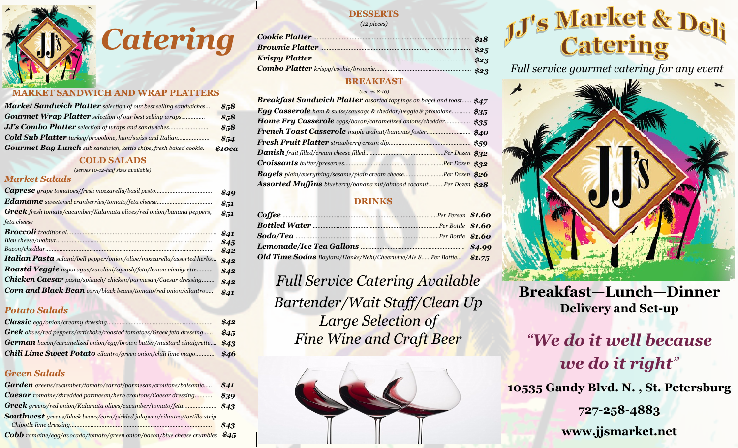# Catering

## MARKET SANDWICH AND WRAP PLATTERS

| | |
|---|---|
| **Market Sandwich Platter** *selection of our best selling sandwiches...* | $58 |
| **Gourmet Wrap Platter** *selection of our best selling wraps..............* | $58 |
| **JJ's Combo Platter** *selection of wraps and sandwiches........................* | $58 |
| **Cold Sub Platter** *turkey/provolone, ham/swiss and Italian...................* | $54 |
| **Gourmet Bag Lunch** *sub sandwich, kettle chips, fresh baked cookie.* | $10ea |

## COLD SALADS

*(serves 10-12-half sizes available)*

### Market Salads

| | |
|---|---|
| **Caprese** *grape tomatoes/fresh mozzarella/basil pesto..................................* | $49 |
| **Edamame** *sweetened cranberries/tomato/feta cheese..................................* | $51 |
| **Greek** *fresh tomato/cucumber/Kalamata olives/red onion/banana peppers, feta cheese* | $51 |
| **Broccoli** *traditional.............................................................................................* | $41 |
| *Bleu cheese/walnut..................................................................................................* | $45 |
| *Bacon/cheddar.........................................................................................................* | $42 |
| **Italian Pasta** *salami/bell pepper/onion/olive/mozzarella/assorted herbs...* | $42 |
| **Roastd Veggie** *asparagus/zucchini/squash/feta/lemon vinaigrette..........* | $42 |
| **Chicken Caesar** *pasta/spinach/ chicken/parmesan/Caesar dressing.........* | $42 |
| **Corn and Black Bean** *corn/black beans/tomato/red onion/cilantro.....* | $41 |

### Potato Salads

| | |
|---|---|
| **Classic** *egg/onion/creamy dressing.........................................................................* | $42 |
| **Grek** *olives/red peppers/artichoke/roasted tomatoes/Greek feta dressing......* | $45 |
| **German** *bacon/caramelized onion/egg/brown butter/mustard vinaigrette....* | $43 |
| **Chili Lime Sweet Potato** *cilantro/green onion/chili lime mayo............* | $46 |

### Green Salads

| | |
|---|---|
| **Garden** *greens/cucumber/tomato/carrot/parmesan/croutons/balsamic.....* | $41 |
| **Caesar** *romaine/shredded parmesan/herb croutons/Caesar dressing..........* | $39 |
| **Greek** *greens/red onion/Kalamata olives/cucumber/tomato/feta....................* | $43 |
| **Southwest** *greens/black beans/corn/pickled jalapeno/cilantro/tortilla strip Chipotle lime dressing...............................................................................................* | $43 |
| **Cobb** *romaine/egg/avocado/tomato/green onion/bacon/blue cheese crumbles* | $45 |

## DESSERTS

*(12 pieces)*

| | |
|---|---|
| **Cookie Platter** ................................................................................................ | $18 |
| **Brownie Platter** ............................................................................................. | $25 |
| **Krispy Platter** ................................................................................................ | $23 |
| **Combo Platter** *krispy/cookie/brownie..........................................................* | $23 |

## BREAKFAST

*(serves 8-10)*

| | | |
|---|---|---|
| **Breakfast Sandwich Platter** *assorted toppings on bagel and toast......* | | $47 |
| **Egg Casserole** *ham & swiss/sausage & cheddar/veggie & provolone............* | | $35 |
| **Home Fry Casserole** *eggs/bacon/caramelized onions/cheddar................* | | $35 |
| **French Toast Casserole** *maple walnut/bananas foster...........................* | | $40 |
| **Fresh Fruit Platter** *strawberry cream dip...................................................* | | $59 |
| **Danish** *fruit filled/cream cheese filled..................................................* | *Per Dozen* | $32 |
| **Croissants** *butter/preserves..............................................................* | *Per Dozen* | $32 |
| **Bagels** *plain/everything/sesame/plain cream cheese.........................* | *Per Dozen* | $26 |
| **Assorted Muffins** *blueberry/banana nut/almond coconut..........* | *Per Dozen* | $28 |

## DRINKS

| | | |
|---|---|---|
| **Coffee** ........................................................................................... | *Per Person* | $1.60 |
| **Bottled Water** ............................................................................. | *Per Bottle* | $1.60 |
| **Soda/Tea** ....................................................................................... | *Per Bottle* | $1.60 |
| **Lemonade/Ice Tea Gallons** ................................................................. | | $4.99 |
| **Old Time Sodas** *Boylans/Hanks/Nehi/Cheerwine/Ale 8......* | *Per Bottle...* | $1.75 |

*Full Service Catering Available*
*Bartender/Wait Staff/Clean Up*
*Large Selection of*
*Fine Wine and Craft Beer*

# JJ's Market & Deli Catering

*Full service gourmet catering for any event*

**Breakfast—Lunch—Dinner**

**Delivery and Set-up**

***"We do it well because we do it right"***

**10535 Gandy Blvd. N. , St. Petersburg**

**727-258-4883**

**www.jjsmarket.net**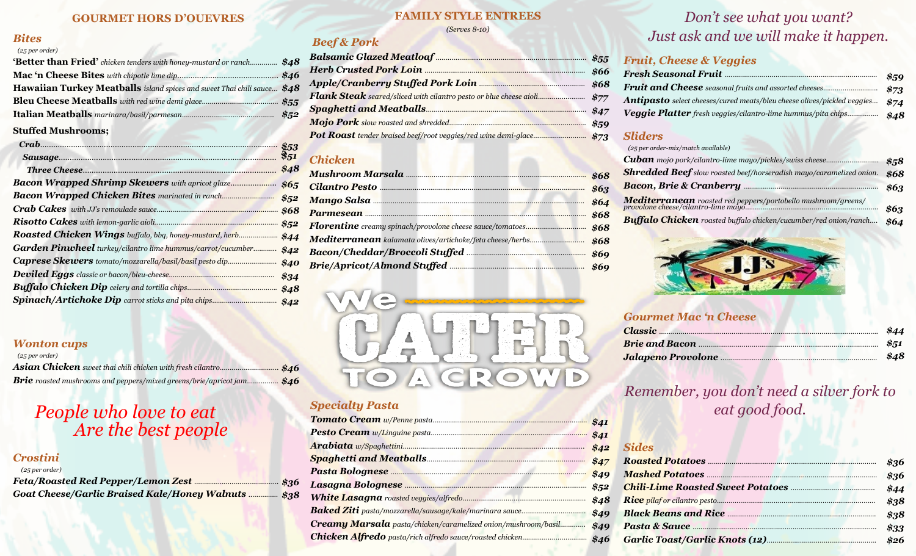## GOURMET HORS D'OUEVRES

### *Bites*

*(25 per order)*

- **'Better than Fried'** *chicken tenders with honey-mustard or ranch* ............ $48
- **Mac 'n Cheese Bites** *with chipotle lime dip* ............ $46
- **Hawaiian Turkey Meatballs** *island spices and sweet Thai chili sauce* ... $48
- **Bleu Cheese Meatballs** *with red wine demi glace* ............ $55
- **Italian Meatballs** *marinara/basil/parmesan* ............ $52

**Stuffed Mushrooms;**

- ***Crab*** ............ $53
- ***Sausage*** ............ $51
- ***Three Cheese*** ............ $48
- ***Bacon Wrapped Shrimp Skewers*** *with apricot glaze* ............ $65
- ***Bacon Wrapped Chicken Bites*** *marinated in ranch* ............ $52
- ***Crab Cakes*** *with JJ's remoulade sauce* ............ $68
- ***Risotto Cakes*** *with lemon-garlic aioli* ............ $52
- ***Roasted Chicken Wings*** *buffalo, bbq, honey-mustard, herb* ............ $44
- ***Garden Pinwheel*** *turkey/cilantro lime hummus/carrot/cucumber* ............ $42
- ***Caprese Skewers*** *tomato/mozzarella/basil/basil pesto dip* ............ $40
- ***Deviled Eggs*** *classic or bacon/bleu-cheese* ............ $34
- ***Buffalo Chicken Dip*** *celery and tortilla chips* ............ $48
- ***Spinach/Artichoke Dip*** *carrot sticks and pita chips* ............ $42

### *Wonton cups*

*(25 per order)*

- ***Asian Chicken*** *sweet thai chili chicken with fresh cilantro* ............ $46
- ***Brie*** *roasted mushrooms and peppers/mixed greens/brie/apricot jam* ............ $46

*People who love to eat*
*Are the best people*

### *Crostini*

*(25 per order)*

- ***Feta/Roasted Red Pepper/Lemon Zest*** ............ $36
- ***Goat Cheese/Garlic Braised Kale/Honey Walnuts*** ............ $38

## FAMILY STYLE ENTREES

*(Serves 8-10)*

### *Beef & Pork*

- ***Balsamic Glazed Meatloaf*** ............ $55
- ***Herb Crusted Pork Loin*** ............ $66
- ***Apple/Cranberry Stuffed Pork Loin*** ............ $68
- ***Flank Steak*** *seared/sliced with cilantro pesto or blue cheese aioli* ............ $77
- ***Spaghetti and Meatballs*** ............ $47
- ***Mojo Pork*** *slow roasted and shredded* ............ $59
- ***Pot Roast*** *tender braised beef/root veggies/red wine demi-glace* ............ $73

### *Chicken*

- ***Mushroom Marsala*** ............ $68
- ***Cilantro Pesto*** ............ $63
- ***Mango Salsa*** ............ $64
- ***Parmesean*** ............ $68
- ***Florentine*** *creamy spinach/provolone cheese sauce/tomatoes* ............ $68
- ***Mediterranean*** *kalamata olives/artichoke/feta cheese/herbs* ............ $68
- ***Bacon/Cheddar/Broccoli Stuffed*** ............ $69
- ***Brie/Apricot/Almond Stuffed*** ............ $69

We CATER TO A CROWD

### *Specialty Pasta*

- ***Tomato Cream*** *w/Penne pasta* ............ $41
- ***Pesto Cream*** *w/Linguine pasta* ............ $41
- ***Arabiata*** *w/Spaghettini* ............ $42
- ***Spaghetti and Meatballs*** ............ $47
- ***Pasta Bolognese*** ............ $49
- ***Lasagna Bolognese*** ............ $52
- ***White Lasagna*** *roasted veggies/alfredo* ............ $48
- ***Baked Ziti*** *pasta/mozzarella/sausage/kale/marinara sauce* ............ $49
- ***Creamy Marsala*** *pasta/chicken/caramelized onion/mushroom/basil* ............ $49
- ***Chicken Alfredo*** *pasta/rich alfredo sauce/roasted chicken* ............ $46

*Don't see what you want?*
*Just ask and we will make it happen.*

### *Fruit, Cheese & Veggies*

- ***Fresh Seasonal Fruit*** ............ $59
- ***Fruit and Cheese*** *seasonal fruits and assorted cheeses* ............ $73
- ***Antipasto*** *select cheeses/cured meats/bleu cheese olives/pickled veggies* ... $74
- ***Veggie Platter*** *fresh veggies/cilantro-lime hummus/pita chips* ............ $48

### *Sliders*

*(25 per order-mix/match available)*

- ***Cuban*** *mojo pork/cilantro-lime mayo/pickles/swiss cheese* ............ $58
- ***Shredded Beef*** *slow roasted beef/horseradish mayo/caramelized onion.* $68
- ***Bacon, Brie & Cranberry*** ............ $63
- ***Mediterranean*** *roasted red peppers/portobello mushroom/greens/ provolone cheese/cilantro-lime mayo* ............ $63
- ***Buffalo Chicken*** *roasted buffalo chicken/cucumber/red onion/ranch* ... $64

JJ's

### *Gourmet Mac 'n Cheese*

- ***Classic*** ............ $44
- ***Brie and Bacon*** ............ $51
- ***Jalapeno Provolone*** ............ $48

*Remember, you don't need a silver fork to eat good food.*

### *Sides*

- ***Roasted Potatoes*** ............ $36
- ***Mashed Potatoes*** ............ $36
- ***Chili-Lime Roasted Sweet Potatoes*** ............ $44
- ***Rice*** *pilaf or cilantro pesto* ............ $38
- ***Black Beans and Rice*** ............ $38
- ***Pasta & Sauce*** ............ $33
- ***Garlic Toast/Garlic Knots (12)*** ............ $26